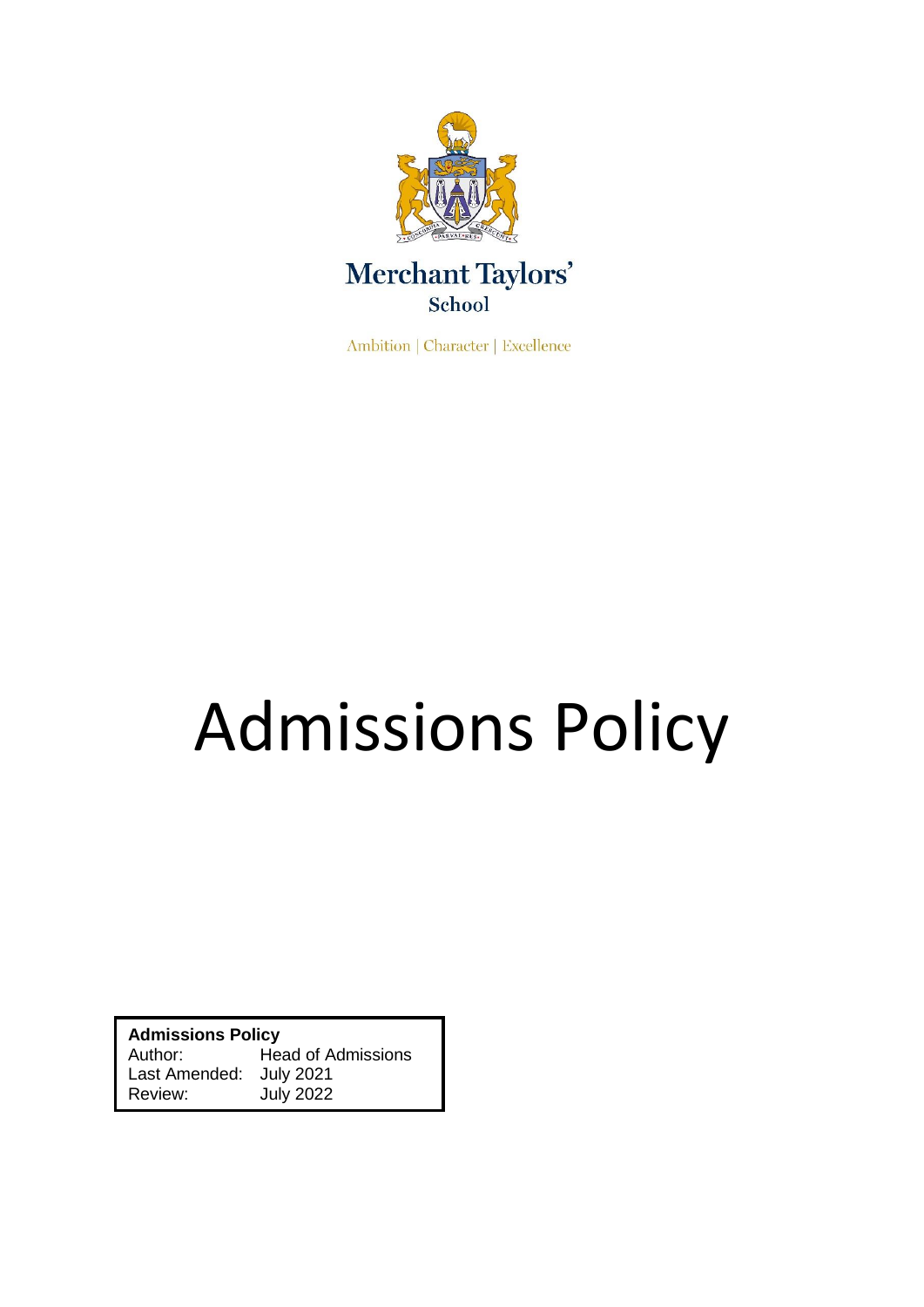Merchant Taylors'
School

Ambition | Character | Excellence

# Admissions Policy

| **Admissions Policy** | |
|---|---|
| Author: | Head of Admissions |
| Last Amended: | July 2021 |
| Review: | July 2022 |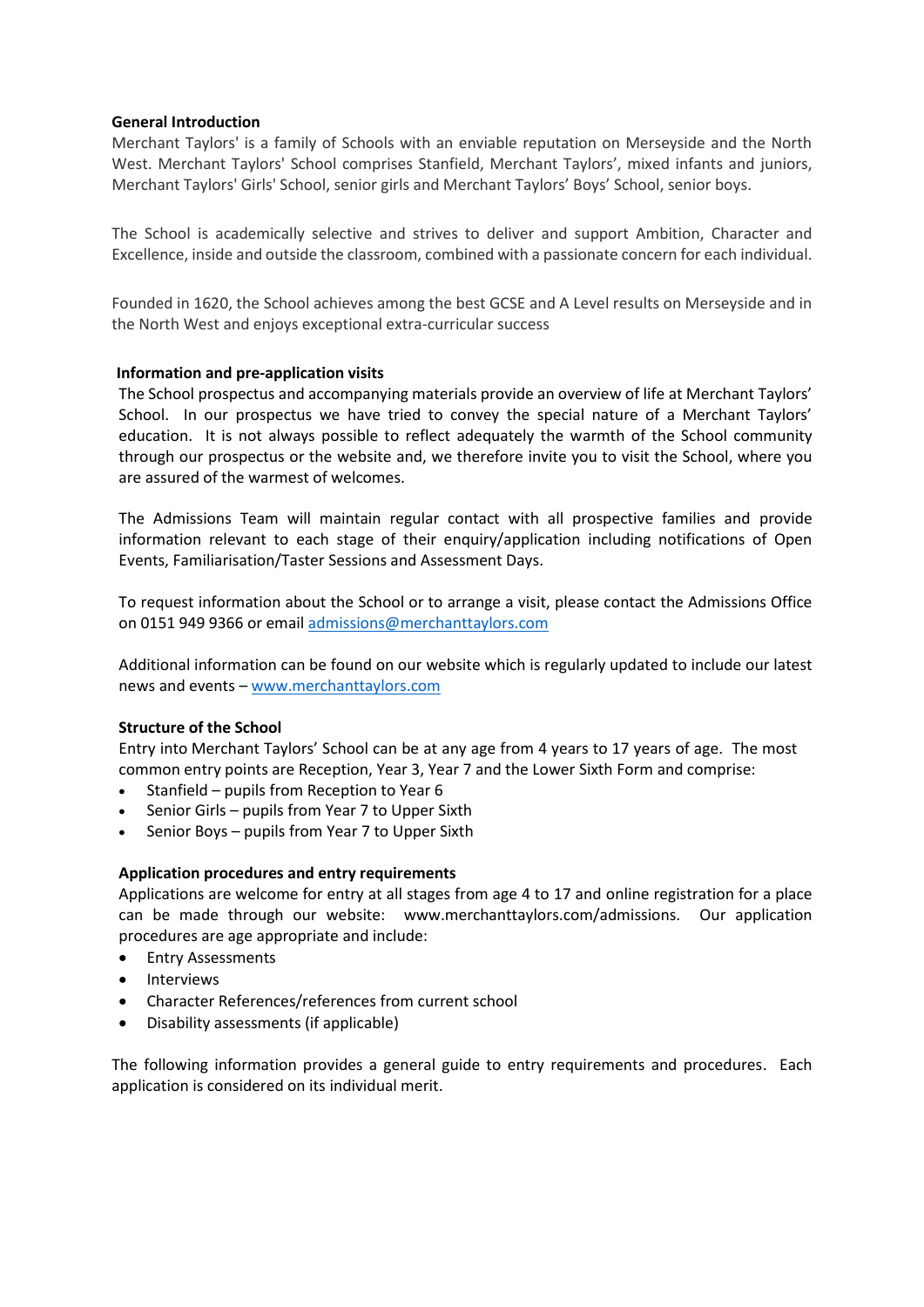## General Introduction

Merchant Taylors' is a family of Schools with an enviable reputation on Merseyside and the North West. Merchant Taylors' School comprises Stanfield, Merchant Taylors', mixed infants and juniors, Merchant Taylors' Girls' School, senior girls and Merchant Taylors' Boys' School, senior boys.

The School is academically selective and strives to deliver and support Ambition, Character and Excellence, inside and outside the classroom, combined with a passionate concern for each individual.

Founded in 1620, the School achieves among the best GCSE and A Level results on Merseyside and in the North West and enjoys exceptional extra-curricular success

## Information and pre-application visits

The School prospectus and accompanying materials provide an overview of life at Merchant Taylors' School. In our prospectus we have tried to convey the special nature of a Merchant Taylors' education. It is not always possible to reflect adequately the warmth of the School community through our prospectus or the website and, we therefore invite you to visit the School, where you are assured of the warmest of welcomes.

The Admissions Team will maintain regular contact with all prospective families and provide information relevant to each stage of their enquiry/application including notifications of Open Events, Familiarisation/Taster Sessions and Assessment Days.

To request information about the School or to arrange a visit, please contact the Admissions Office on 0151 949 9366 or email admissions@merchanttaylors.com

Additional information can be found on our website which is regularly updated to include our latest news and events – www.merchanttaylors.com

## Structure of the School

Entry into Merchant Taylors' School can be at any age from 4 years to 17 years of age. The most common entry points are Reception, Year 3, Year 7 and the Lower Sixth Form and comprise:

- Stanfield – pupils from Reception to Year 6
- Senior Girls – pupils from Year 7 to Upper Sixth
- Senior Boys – pupils from Year 7 to Upper Sixth

## Application procedures and entry requirements

Applications are welcome for entry at all stages from age 4 to 17 and online registration for a place can be made through our website: www.merchanttaylors.com/admissions. Our application procedures are age appropriate and include:

- Entry Assessments
- Interviews
- Character References/references from current school
- Disability assessments (if applicable)

The following information provides a general guide to entry requirements and procedures. Each application is considered on its individual merit.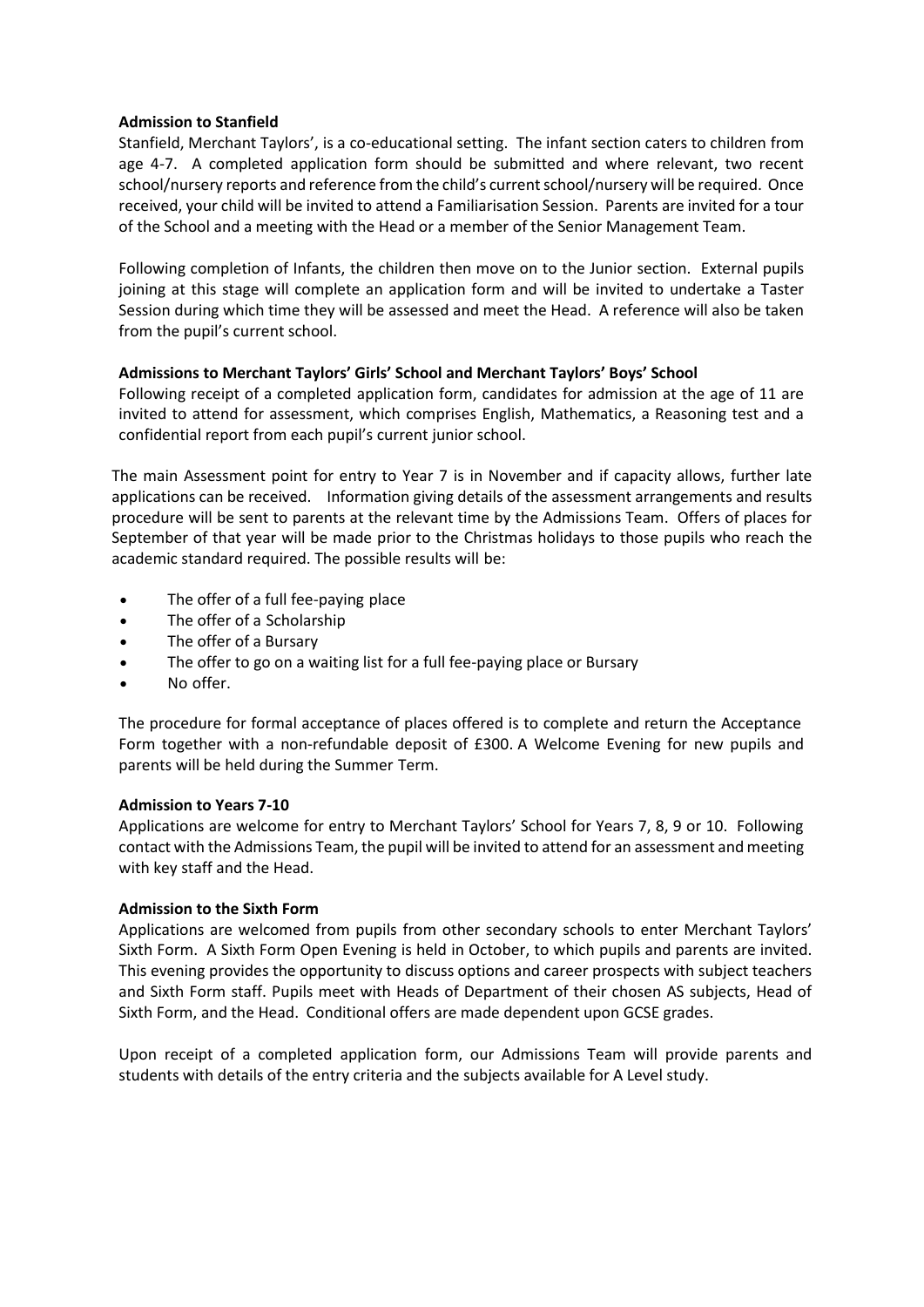**Admission to Stanfield**

Stanfield, Merchant Taylors', is a co-educational setting. The infant section caters to children from age 4-7. A completed application form should be submitted and where relevant, two recent school/nursery reports and reference from the child's current school/nursery will be required. Once received, your child will be invited to attend a Familiarisation Session. Parents are invited for a tour of the School and a meeting with the Head or a member of the Senior Management Team.

Following completion of Infants, the children then move on to the Junior section. External pupils joining at this stage will complete an application form and will be invited to undertake a Taster Session during which time they will be assessed and meet the Head. A reference will also be taken from the pupil's current school.

**Admissions to Merchant Taylors' Girls' School and Merchant Taylors' Boys' School**

Following receipt of a completed application form, candidates for admission at the age of 11 are invited to attend for assessment, which comprises English, Mathematics, a Reasoning test and a confidential report from each pupil's current junior school.

The main Assessment point for entry to Year 7 is in November and if capacity allows, further late applications can be received. Information giving details of the assessment arrangements and results procedure will be sent to parents at the relevant time by the Admissions Team. Offers of places for September of that year will be made prior to the Christmas holidays to those pupils who reach the academic standard required. The possible results will be:

- The offer of a full fee-paying place
- The offer of a Scholarship
- The offer of a Bursary
- The offer to go on a waiting list for a full fee-paying place or Bursary
- No offer.

The procedure for formal acceptance of places offered is to complete and return the Acceptance Form together with a non-refundable deposit of £300. A Welcome Evening for new pupils and parents will be held during the Summer Term.

**Admission to Years 7-10**

Applications are welcome for entry to Merchant Taylors' School for Years 7, 8, 9 or 10. Following contact with the Admissions Team, the pupil will be invited to attend for an assessment and meeting with key staff and the Head.

**Admission to the Sixth Form**

Applications are welcomed from pupils from other secondary schools to enter Merchant Taylors' Sixth Form. A Sixth Form Open Evening is held in October, to which pupils and parents are invited. This evening provides the opportunity to discuss options and career prospects with subject teachers and Sixth Form staff. Pupils meet with Heads of Department of their chosen AS subjects, Head of Sixth Form, and the Head. Conditional offers are made dependent upon GCSE grades.

Upon receipt of a completed application form, our Admissions Team will provide parents and students with details of the entry criteria and the subjects available for A Level study.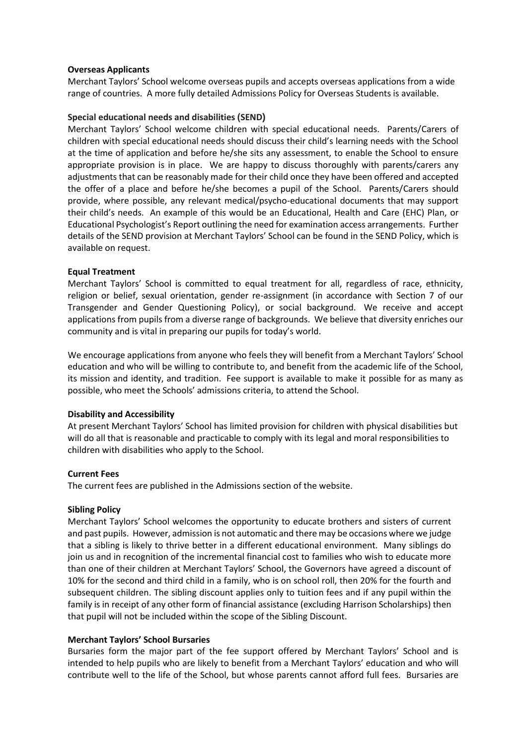**Overseas Applicants**

Merchant Taylors' School welcome overseas pupils and accepts overseas applications from a wide range of countries. A more fully detailed Admissions Policy for Overseas Students is available.

**Special educational needs and disabilities (SEND)**

Merchant Taylors' School welcome children with special educational needs. Parents/Carers of children with special educational needs should discuss their child's learning needs with the School at the time of application and before he/she sits any assessment, to enable the School to ensure appropriate provision is in place. We are happy to discuss thoroughly with parents/carers any adjustments that can be reasonably made for their child once they have been offered and accepted the offer of a place and before he/she becomes a pupil of the School. Parents/Carers should provide, where possible, any relevant medical/psycho-educational documents that may support their child's needs. An example of this would be an Educational, Health and Care (EHC) Plan, or Educational Psychologist's Report outlining the need for examination access arrangements. Further details of the SEND provision at Merchant Taylors' School can be found in the SEND Policy, which is available on request.

**Equal Treatment**

Merchant Taylors' School is committed to equal treatment for all, regardless of race, ethnicity, religion or belief, sexual orientation, gender re-assignment (in accordance with Section 7 of our Transgender and Gender Questioning Policy), or social background. We receive and accept applications from pupils from a diverse range of backgrounds. We believe that diversity enriches our community and is vital in preparing our pupils for today's world.

We encourage applications from anyone who feels they will benefit from a Merchant Taylors' School education and who will be willing to contribute to, and benefit from the academic life of the School, its mission and identity, and tradition. Fee support is available to make it possible for as many as possible, who meet the Schools' admissions criteria, to attend the School.

**Disability and Accessibility**

At present Merchant Taylors' School has limited provision for children with physical disabilities but will do all that is reasonable and practicable to comply with its legal and moral responsibilities to children with disabilities who apply to the School.

**Current Fees**

The current fees are published in the Admissions section of the website.

**Sibling Policy**

Merchant Taylors' School welcomes the opportunity to educate brothers and sisters of current and past pupils. However, admission is not automatic and there may be occasions where we judge that a sibling is likely to thrive better in a different educational environment. Many siblings do join us and in recognition of the incremental financial cost to families who wish to educate more than one of their children at Merchant Taylors' School, the Governors have agreed a discount of 10% for the second and third child in a family, who is on school roll, then 20% for the fourth and subsequent children. The sibling discount applies only to tuition fees and if any pupil within the family is in receipt of any other form of financial assistance (excluding Harrison Scholarships) then that pupil will not be included within the scope of the Sibling Discount.

**Merchant Taylors' School Bursaries**

Bursaries form the major part of the fee support offered by Merchant Taylors' School and is intended to help pupils who are likely to benefit from a Merchant Taylors' education and who will contribute well to the life of the School, but whose parents cannot afford full fees. Bursaries are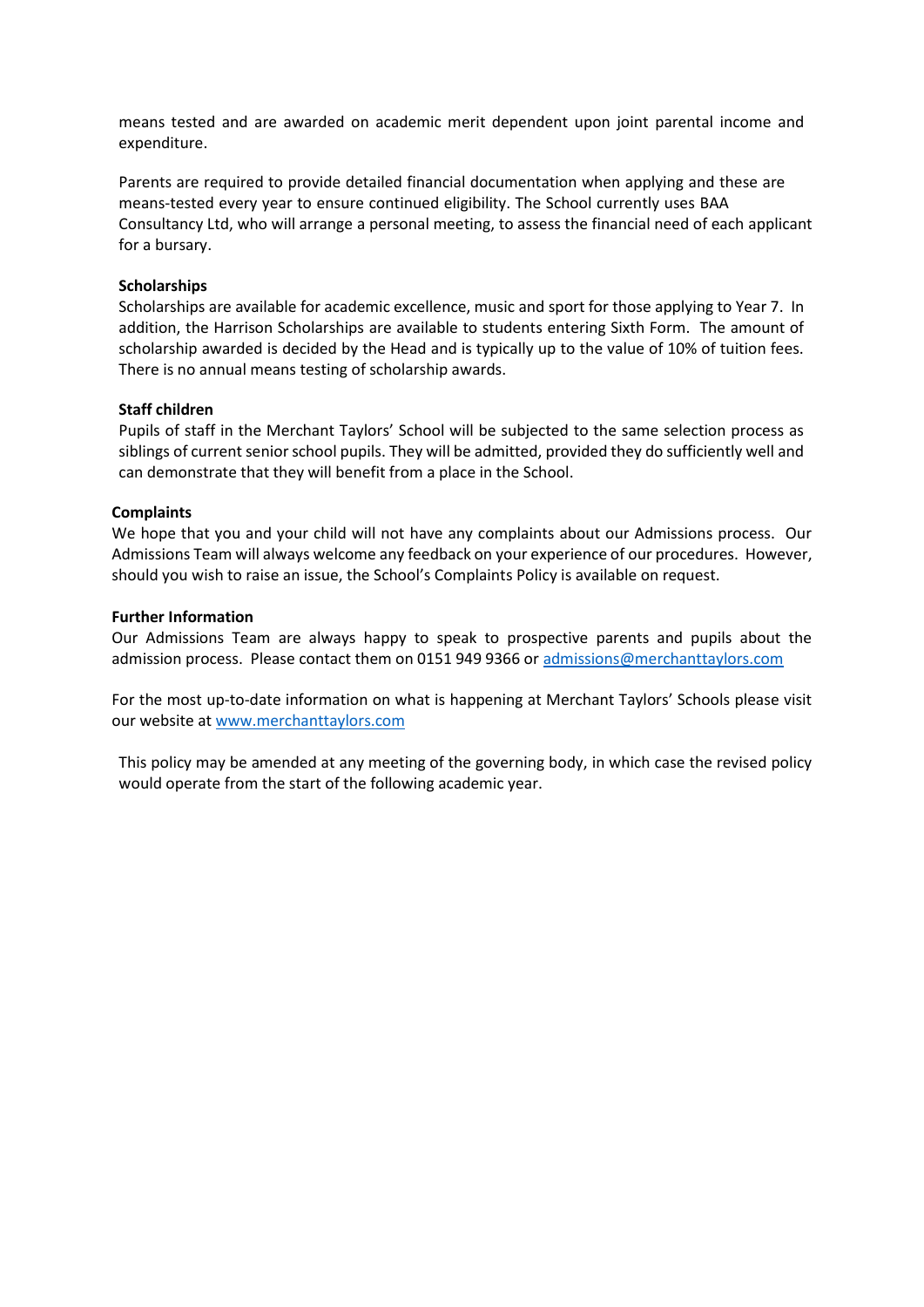means tested and are awarded on academic merit dependent upon joint parental income and expenditure.

Parents are required to provide detailed financial documentation when applying and these are means-tested every year to ensure continued eligibility. The School currently uses BAA Consultancy Ltd, who will arrange a personal meeting, to assess the financial need of each applicant for a bursary.

**Scholarships**

Scholarships are available for academic excellence, music and sport for those applying to Year 7. In addition, the Harrison Scholarships are available to students entering Sixth Form. The amount of scholarship awarded is decided by the Head and is typically up to the value of 10% of tuition fees. There is no annual means testing of scholarship awards.

**Staff children**

Pupils of staff in the Merchant Taylors' School will be subjected to the same selection process as siblings of current senior school pupils. They will be admitted, provided they do sufficiently well and can demonstrate that they will benefit from a place in the School.

**Complaints**

We hope that you and your child will not have any complaints about our Admissions process. Our Admissions Team will always welcome any feedback on your experience of our procedures. However, should you wish to raise an issue, the School's Complaints Policy is available on request.

**Further Information**

Our Admissions Team are always happy to speak to prospective parents and pupils about the admission process. Please contact them on 0151 949 9366 or [admissions@merchanttaylors.com](mailto:admissions@merchanttaylors.com)

For the most up-to-date information on what is happening at Merchant Taylors' Schools please visit our website at [www.merchanttaylors.com](http://www.merchanttaylors.com)

This policy may be amended at any meeting of the governing body, in which case the revised policy would operate from the start of the following academic year.